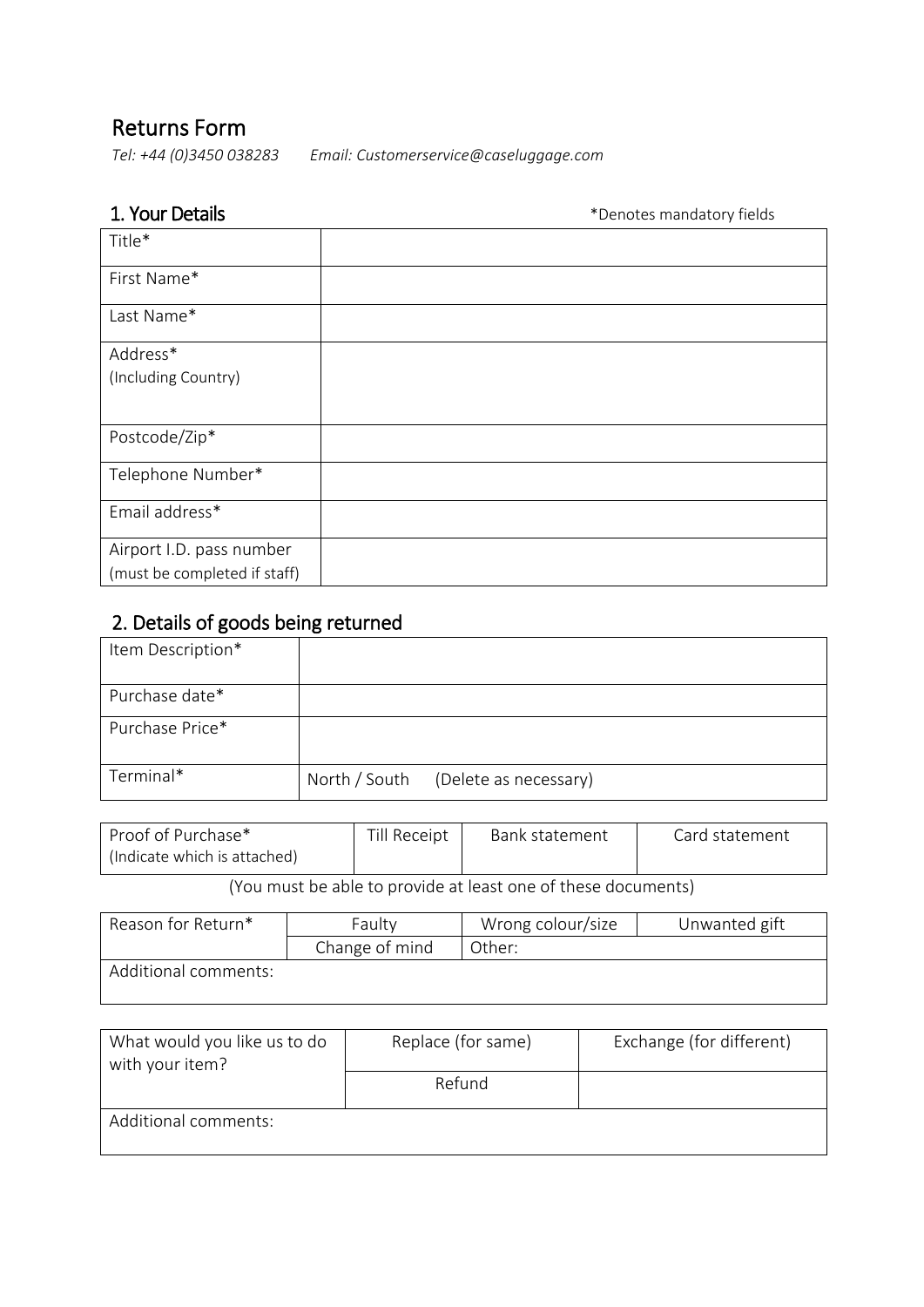# Returns Form

*Tel: +44 (0)3450 038283* *Email: Customerservice@caseluggage.com*

## 1. Your Details

*Denotes mandatory fields

| | |
|---|---|
| Title* | |
| First Name* | |
| Last Name* | |
| Address* (Including Country) | |
| Postcode/Zip* | |
| Telephone Number* | |
| Email address* | |
| Airport I.D. pass number (must be completed if staff) | |

## 2. Details of goods being returned

| | |
|---|---|
| Item Description* | |
| Purchase date* | |
| Purchase Price* | |
| Terminal* | North / South (Delete as necessary) |

| | | | |
|---|---|---|---|
| Proof of Purchase* (Indicate which is attached) | Till Receipt | Bank statement | Card statement |

(You must be able to provide at least one of these documents)

| | | | |
|---|---|---|---|
| Reason for Return* | Faulty | Wrong colour/size | Unwanted gift |
| | Change of mind | Other: | |
| Additional comments: | | | |

| | | |
|---|---|---|
| What would you like us to do with your item? | Replace (for same) | Exchange (for different) |
| | Refund | |
| Additional comments: | | |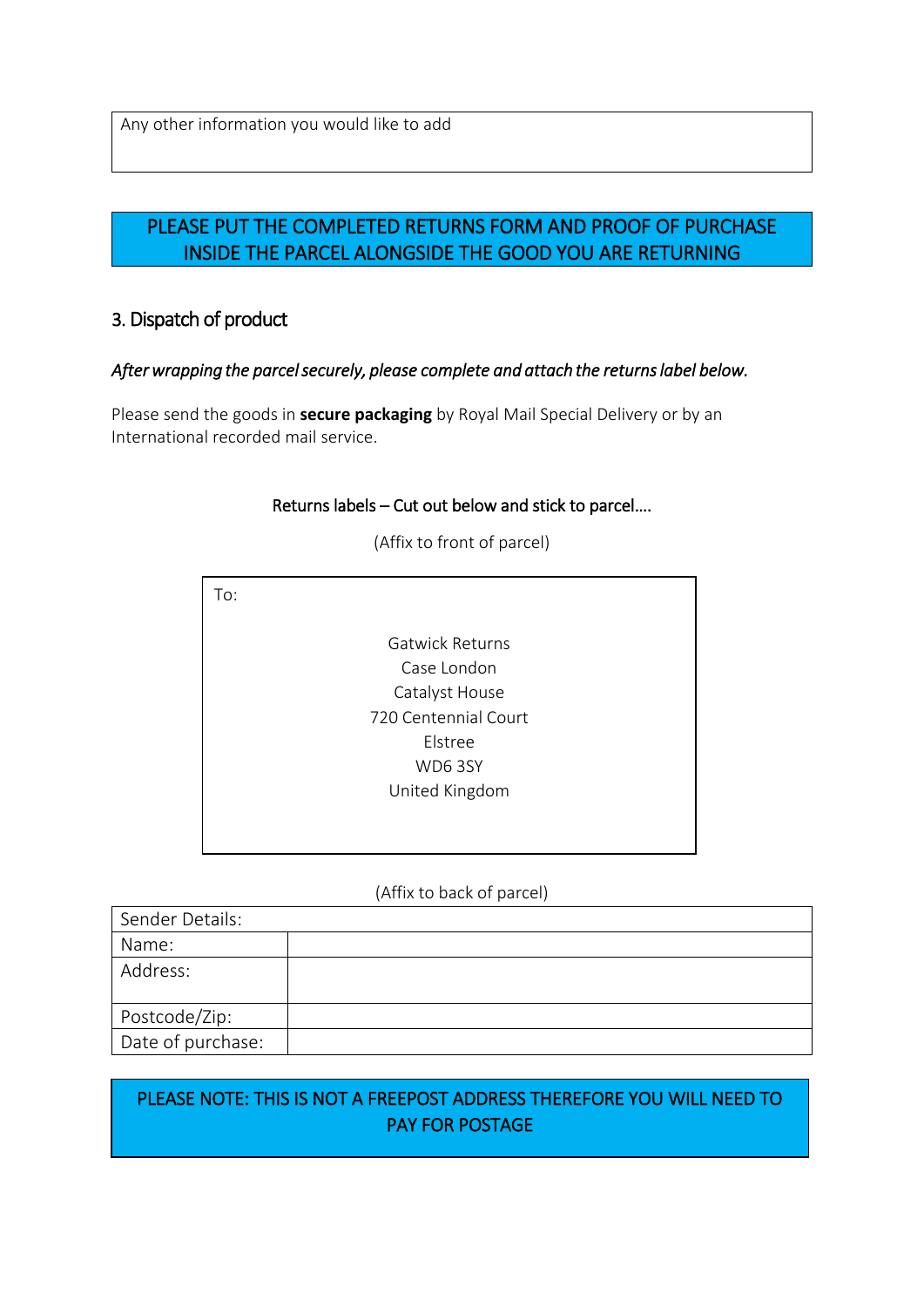| Any other information you would like to add |
| --- |
| |

**PLEASE PUT THE COMPLETED RETURNS FORM AND PROOF OF PURCHASE INSIDE THE PARCEL ALONGSIDE THE GOOD YOU ARE RETURNING**

## 3. Dispatch of product

*After wrapping the parcel securely, please complete and attach the returns label below.*

Please send the goods in **secure packaging** by Royal Mail Special Delivery or by an International recorded mail service.

Returns labels – Cut out below and stick to parcel….

(Affix to front of parcel)

To:

Gatwick Returns
Case London
Catalyst House
720 Centennial Court
Elstree
WD6 3SY
United Kingdom

(Affix to back of parcel)

| Sender Details: | |
| --- | --- |
| Name: | |
| Address: | |
| Postcode/Zip: | |
| Date of purchase: | |

**PLEASE NOTE: THIS IS NOT A FREEPOST ADDRESS THEREFORE YOU WILL NEED TO PAY FOR POSTAGE**